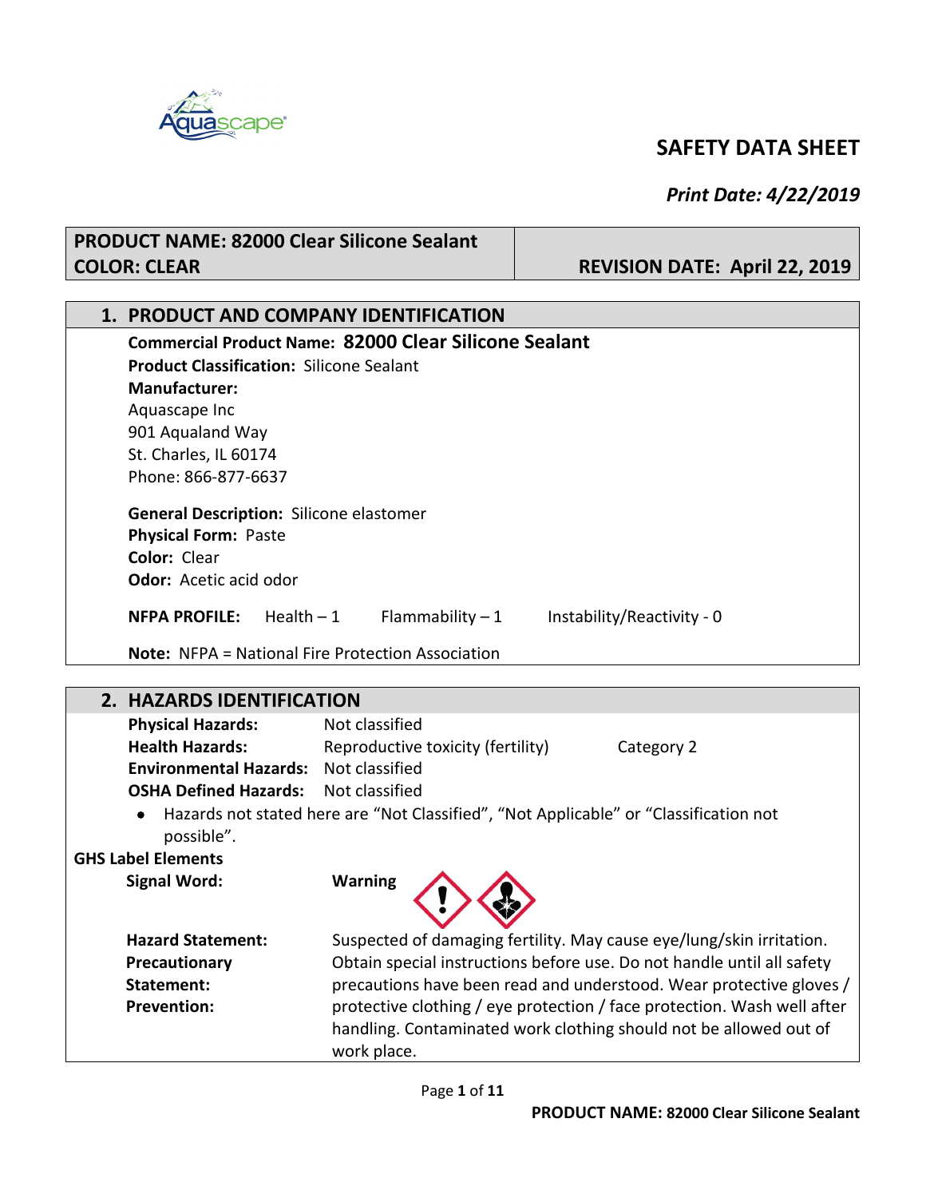# SAFETY DATA SHEET

*Print Date: 4/22/2019*

| PRODUCT NAME: 82000 Clear Silicone Sealant<br>COLOR: CLEAR | REVISION DATE: April 22, 2019 |
|---|---|

## 1. PRODUCT AND COMPANY IDENTIFICATION

**Commercial Product Name:** **82000 Clear Silicone Sealant**
**Product Classification:** Silicone Sealant
**Manufacturer:**
Aquascape Inc
901 Aqualand Way
St. Charles, IL 60174
Phone: 866-877-6637

**General Description:** Silicone elastomer
**Physical Form:** Paste
**Color:** Clear
**Odor:** Acetic acid odor

**NFPA PROFILE:** Health – 1 Flammability – 1 Instability/Reactivity - 0

**Note:** NFPA = National Fire Protection Association

## 2. HAZARDS IDENTIFICATION

**Physical Hazards:** Not classified
**Health Hazards:** Reproductive toxicity (fertility) Category 2
**Environmental Hazards:** Not classified
**OSHA Defined Hazards:** Not classified

- Hazards not stated here are "Not Classified", "Not Applicable" or "Classification not possible".

**GHS Label Elements**

**Signal Word:** **Warning**

**Hazard Statement:** Suspected of damaging fertility. May cause eye/lung/skin irritation.

**Precautionary Statement:**

**Prevention:** Obtain special instructions before use. Do not handle until all safety precautions have been read and understood. Wear protective gloves / protective clothing / eye protection / face protection. Wash well after handling. Contaminated work clothing should not be allowed out of work place.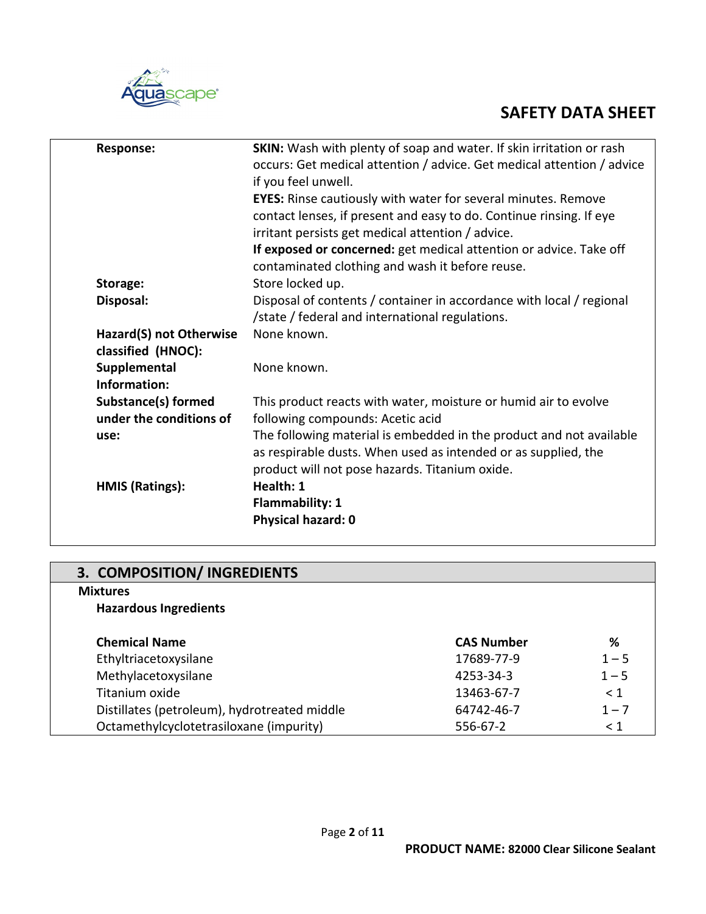| | |
|---|---|
| **Response:** | **SKIN:** Wash with plenty of soap and water. If skin irritation or rash occurs: Get medical attention / advice. Get medical attention / advice if you feel unwell.<br>**EYES:** Rinse cautiously with water for several minutes. Remove contact lenses, if present and easy to do. Continue rinsing. If eye irritant persists get medical attention / advice.<br>**If exposed or concerned:** get medical attention or advice. Take off contaminated clothing and wash it before reuse. |
| **Storage:** | Store locked up. |
| **Disposal:** | Disposal of contents / container in accordance with local / regional /state / federal and international regulations. |
| **Hazard(S) not Otherwise classified (HNOC):** | None known. |
| **Supplemental Information:** | None known. |
| **Substance(s) formed under the conditions of use:** | This product reacts with water, moisture or humid air to evolve following compounds: Acetic acid<br>The following material is embedded in the product and not available as respirable dusts. When used as intended or as supplied, the product will not pose hazards. Titanium oxide. |
| **HMIS (Ratings):** | **Health: 1**<br>**Flammability: 1**<br>**Physical hazard: 0** |

## 3. COMPOSITION/ INGREDIENTS

**Mixtures**

**Hazardous Ingredients**

| Chemical Name | CAS Number | % |
|---|---|---|
| Ethyltriacetoxysilane | 17689-77-9 | 1 – 5 |
| Methylacetoxysilane | 4253-34-3 | 1 – 5 |
| Titanium oxide | 13463-67-7 | < 1 |
| Distillates (petroleum), hydrotreated middle | 64742-46-7 | 1 – 7 |
| Octamethylcyclotetrasiloxane (impurity) | 556-67-2 | < 1 |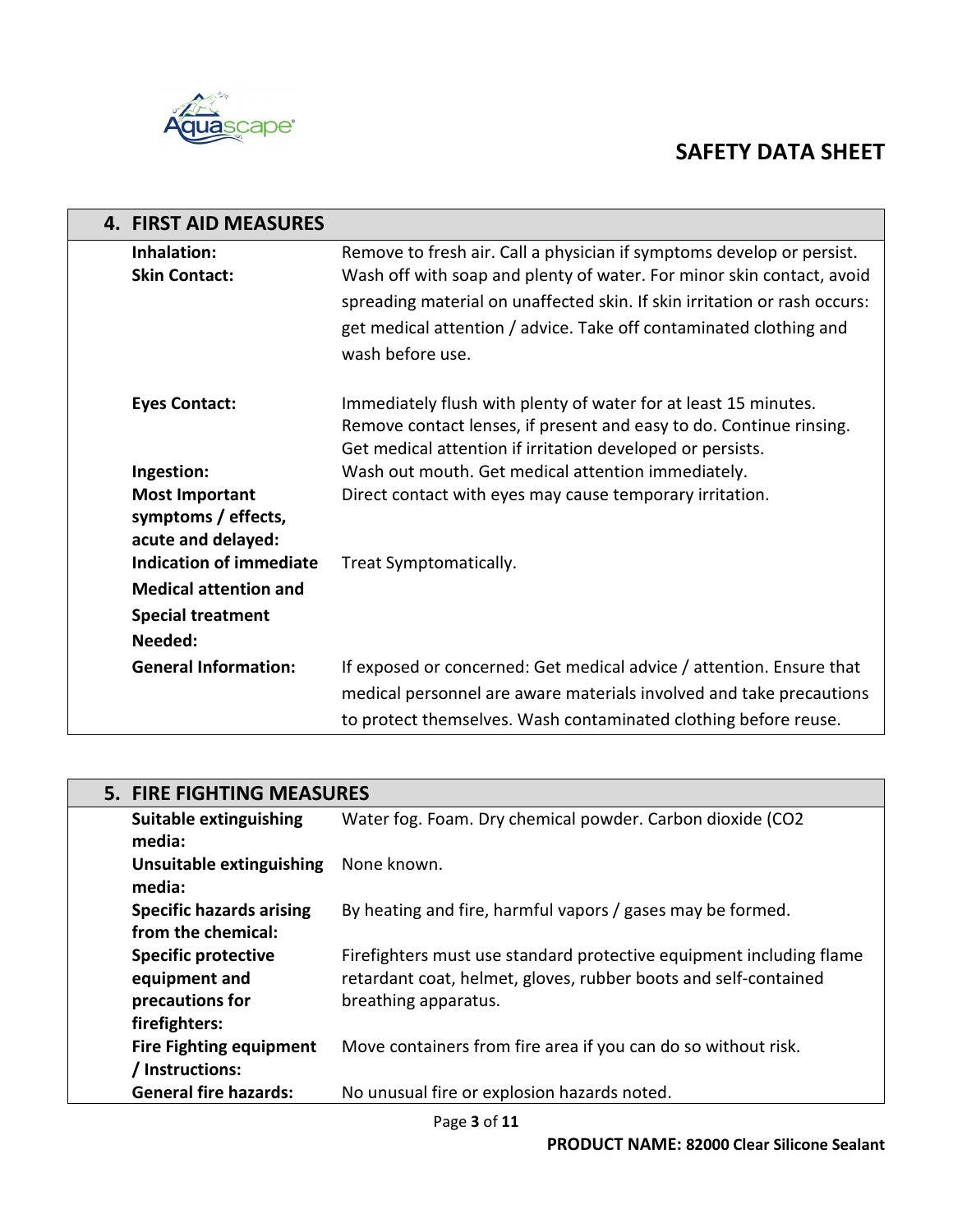## 4. FIRST AID MEASURES

| | |
|---|---|
| **Inhalation:** | Remove to fresh air. Call a physician if symptoms develop or persist. |
| **Skin Contact:** | Wash off with soap and plenty of water. For minor skin contact, avoid spreading material on unaffected skin. If skin irritation or rash occurs: get medical attention / advice. Take off contaminated clothing and wash before use. |
| **Eyes Contact:** | Immediately flush with plenty of water for at least 15 minutes. Remove contact lenses, if present and easy to do. Continue rinsing. Get medical attention if irritation developed or persists. |
| **Ingestion:** | Wash out mouth. Get medical attention immediately. |
| **Most Important symptoms / effects, acute and delayed:** | Direct contact with eyes may cause temporary irritation. |
| **Indication of immediate Medical attention and Special treatment Needed:** | Treat Symptomatically. |
| **General Information:** | If exposed or concerned: Get medical advice / attention. Ensure that medical personnel are aware materials involved and take precautions to protect themselves. Wash contaminated clothing before reuse. |

## 5. FIRE FIGHTING MEASURES

| | |
|---|---|
| **Suitable extinguishing media:** | Water fog. Foam. Dry chemical powder. Carbon dioxide ($CO_2$ |
| **Unsuitable extinguishing media:** | None known. |
| **Specific hazards arising from the chemical:** | By heating and fire, harmful vapors / gases may be formed. |
| **Specific protective equipment and precautions for firefighters:** | Firefighters must use standard protective equipment including flame retardant coat, helmet, gloves, rubber boots and self-contained breathing apparatus. |
| **Fire Fighting equipment / Instructions:** | Move containers from fire area if you can do so without risk. |
| **General fire hazards:** | No unusual fire or explosion hazards noted. |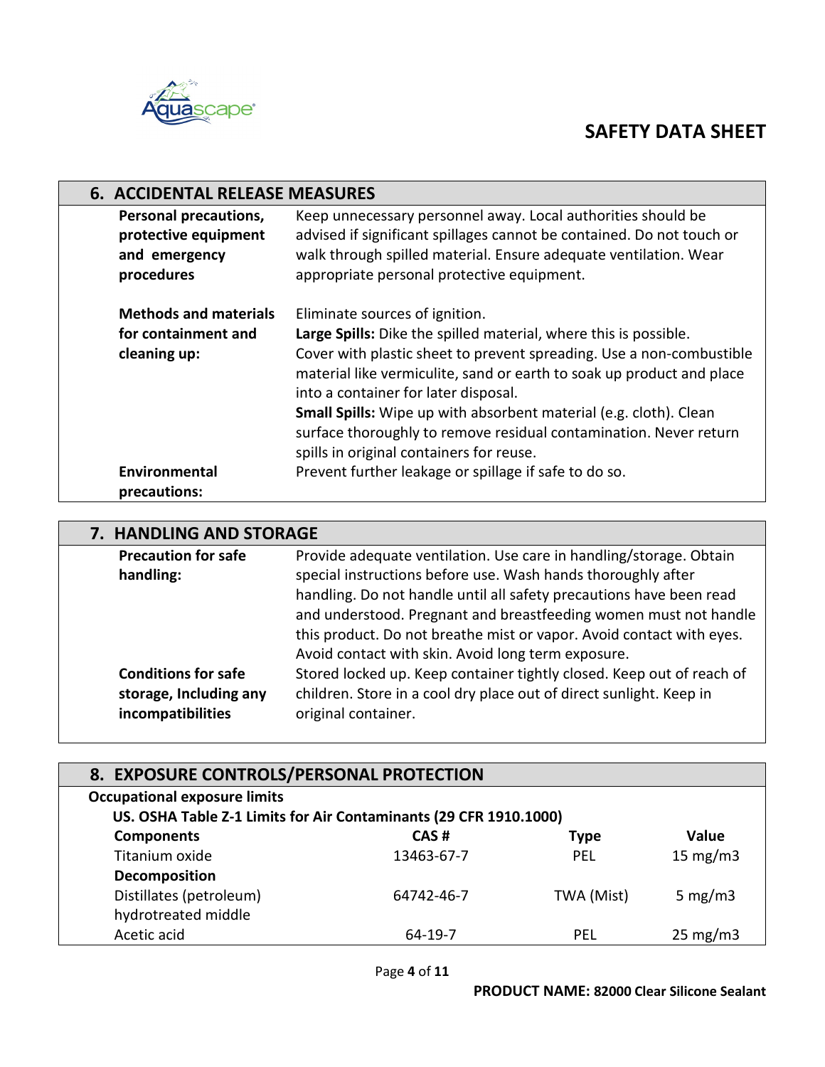## 6. ACCIDENTAL RELEASE MEASURES

**Personal precautions, protective equipment and emergency procedures**

Keep unnecessary personnel away. Local authorities should be advised if significant spillages cannot be contained. Do not touch or walk through spilled material. Ensure adequate ventilation. Wear appropriate personal protective equipment.

**Methods and materials for containment and cleaning up:**

Eliminate sources of ignition.
**Large Spills:** Dike the spilled material, where this is possible. Cover with plastic sheet to prevent spreading. Use a non-combustible material like vermiculite, sand or earth to soak up product and place into a container for later disposal.
**Small Spills:** Wipe up with absorbent material (e.g. cloth). Clean surface thoroughly to remove residual contamination. Never return spills in original containers for reuse.

**Environmental precautions:**

Prevent further leakage or spillage if safe to do so.

## 7. HANDLING AND STORAGE

**Precaution for safe handling:**

Provide adequate ventilation. Use care in handling/storage. Obtain special instructions before use. Wash hands thoroughly after handling. Do not handle until all safety precautions have been read and understood. Pregnant and breastfeeding women must not handle this product. Do not breathe mist or vapor. Avoid contact with eyes. Avoid contact with skin. Avoid long term exposure.

**Conditions for safe storage, Including any incompatibilities**

Stored locked up. Keep container tightly closed. Keep out of reach of children. Store in a cool dry place out of direct sunlight. Keep in original container.

## 8. EXPOSURE CONTROLS/PERSONAL PROTECTION

**Occupational exposure limits**

**US. OSHA Table Z-1 Limits for Air Contaminants (29 CFR 1910.1000)**

| Components | CAS # | Type | Value |
|---|---|---|---|
| Titanium oxide | 13463-67-7 | PEL | 15 mg/m3 |
| **Decomposition** | | | |
| Distillates (petroleum) hydrotreated middle | 64742-46-7 | TWA (Mist) | 5 mg/m3 |
| Acetic acid | 64-19-7 | PEL | 25 mg/m3 |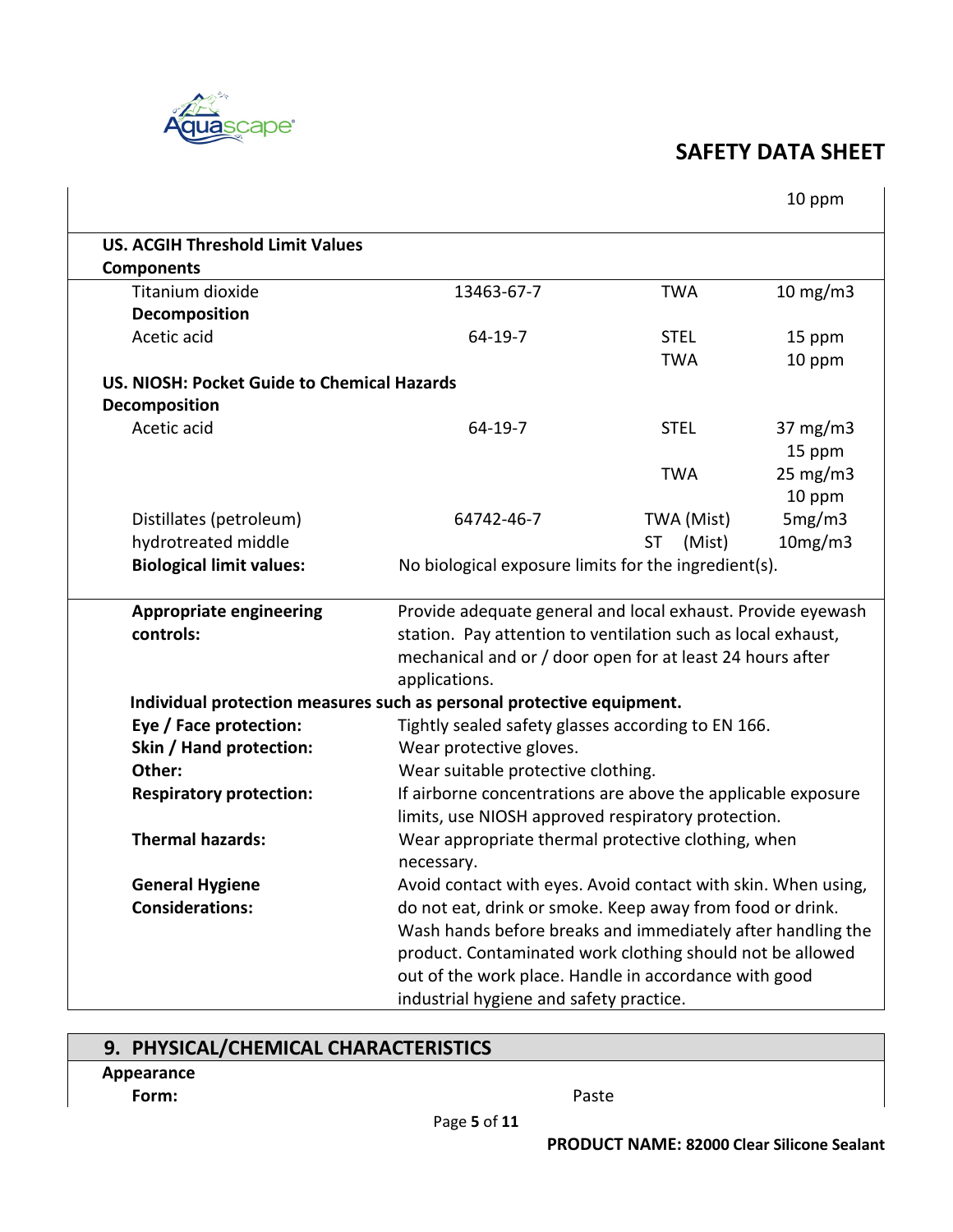| | | | 10 ppm |
|---|---|---|---|
| **US. ACGIH Threshold Limit Values** | | | |
| **Components** | | | |
| Titanium dioxide | 13463-67-7 | TWA | 10 mg/m3 |
| **Decomposition** | | | |
| Acetic acid | 64-19-7 | STEL | 15 ppm |
| | | TWA | 10 ppm |
| **US. NIOSH: Pocket Guide to Chemical Hazards** | | | |
| **Decomposition** | | | |
| Acetic acid | 64-19-7 | STEL | 37 mg/m3<br>15 ppm |
| | | TWA | 25 mg/m3<br>10 ppm |
| Distillates (petroleum) hydrotreated middle | 64742-46-7 | TWA (Mist)<br>ST (Mist) | 5mg/m3<br>10mg/m3 |
| **Biological limit values:** | No biological exposure limits for the ingredient(s). | | |

**Appropriate engineering controls:** Provide adequate general and local exhaust. Provide eyewash station. Pay attention to ventilation such as local exhaust, mechanical and or / door open for at least 24 hours after applications.

**Individual protection measures such as personal protective equipment.**

**Eye / Face protection:** Tightly sealed safety glasses according to EN 166.

**Skin / Hand protection:** Wear protective gloves.

**Other:** Wear suitable protective clothing.

**Respiratory protection:** If airborne concentrations are above the applicable exposure limits, use NIOSH approved respiratory protection.

**Thermal hazards:** Wear appropriate thermal protective clothing, when necessary.

**General Hygiene Considerations:** Avoid contact with eyes. Avoid contact with skin. When using, do not eat, drink or smoke. Keep away from food or drink. Wash hands before breaks and immediately after handling the product. Contaminated work clothing should not be allowed out of the work place. Handle in accordance with good industrial hygiene and safety practice.

## 9. PHYSICAL/CHEMICAL CHARACTERISTICS

**Appearance**

**Form:** Paste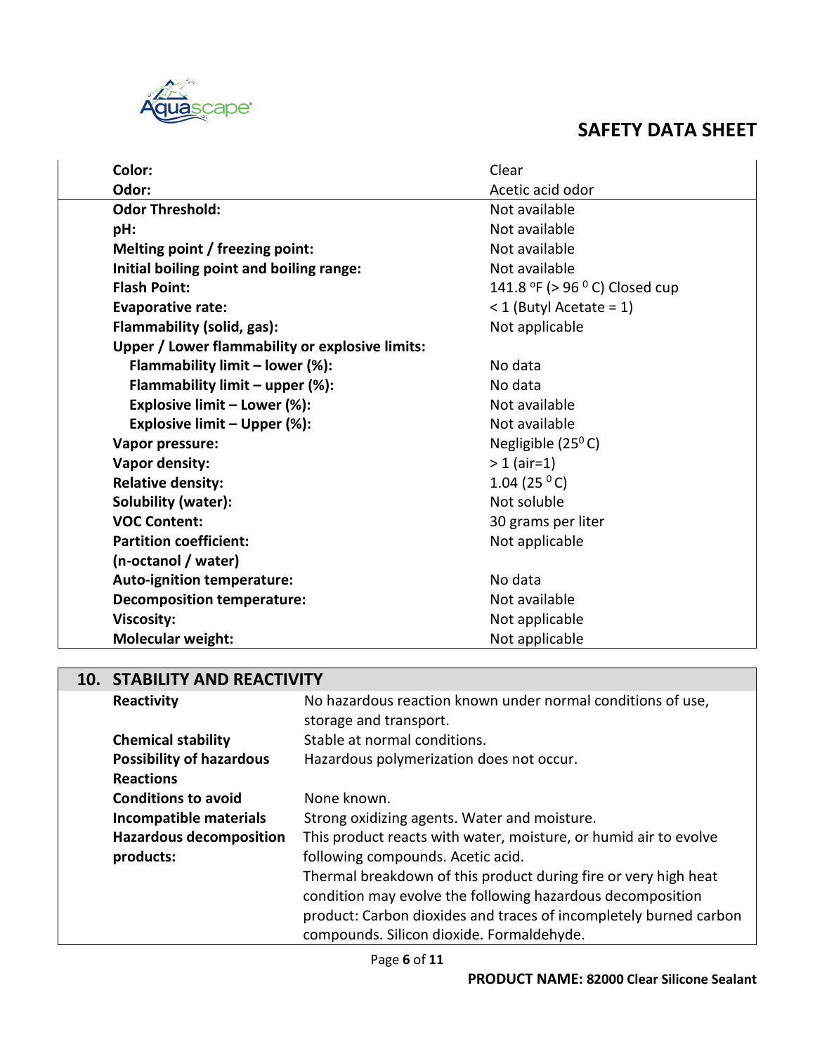| | |
|---|---|
| **Color:** | Clear |
| **Odor:** | Acetic acid odor |
| **Odor Threshold:** | Not available |
| **pH:** | Not available |
| **Melting point / freezing point:** | Not available |
| **Initial boiling point and boiling range:** | Not available |
| **Flash Point:** | 141.8 °F (> 96 °C) Closed cup |
| **Evaporative rate:** | < 1 (Butyl Acetate = 1) |
| **Flammability (solid, gas):** | Not applicable |
| **Upper / Lower flammability or explosive limits:** | |
| **Flammability limit – lower (%):** | No data |
| **Flammability limit – upper (%):** | No data |
| **Explosive limit – Lower (%):** | Not available |
| **Explosive limit – Upper (%):** | Not available |
| **Vapor pressure:** | Negligible (25 °C) |
| **Vapor density:** | > 1 (air=1) |
| **Relative density:** | 1.04 (25 °C) |
| **Solubility (water):** | Not soluble |
| **VOC Content:** | 30 grams per liter |
| **Partition coefficient: (n-octanol / water)** | Not applicable |
| **Auto-ignition temperature:** | No data |
| **Decomposition temperature:** | Not available |
| **Viscosity:** | Not applicable |
| **Molecular weight:** | Not applicable |

## 10. STABILITY AND REACTIVITY

| | |
|---|---|
| **Reactivity** | No hazardous reaction known under normal conditions of use, storage and transport. |
| **Chemical stability** | Stable at normal conditions. |
| **Possibility of hazardous Reactions** | Hazardous polymerization does not occur. |
| **Conditions to avoid** | None known. |
| **Incompatible materials** | Strong oxidizing agents. Water and moisture. |
| **Hazardous decomposition products:** | This product reacts with water, moisture, or humid air to evolve following compounds. Acetic acid. Thermal breakdown of this product during fire or very high heat condition may evolve the following hazardous decomposition product: Carbon dioxides and traces of incompletely burned carbon compounds. Silicon dioxide. Formaldehyde. |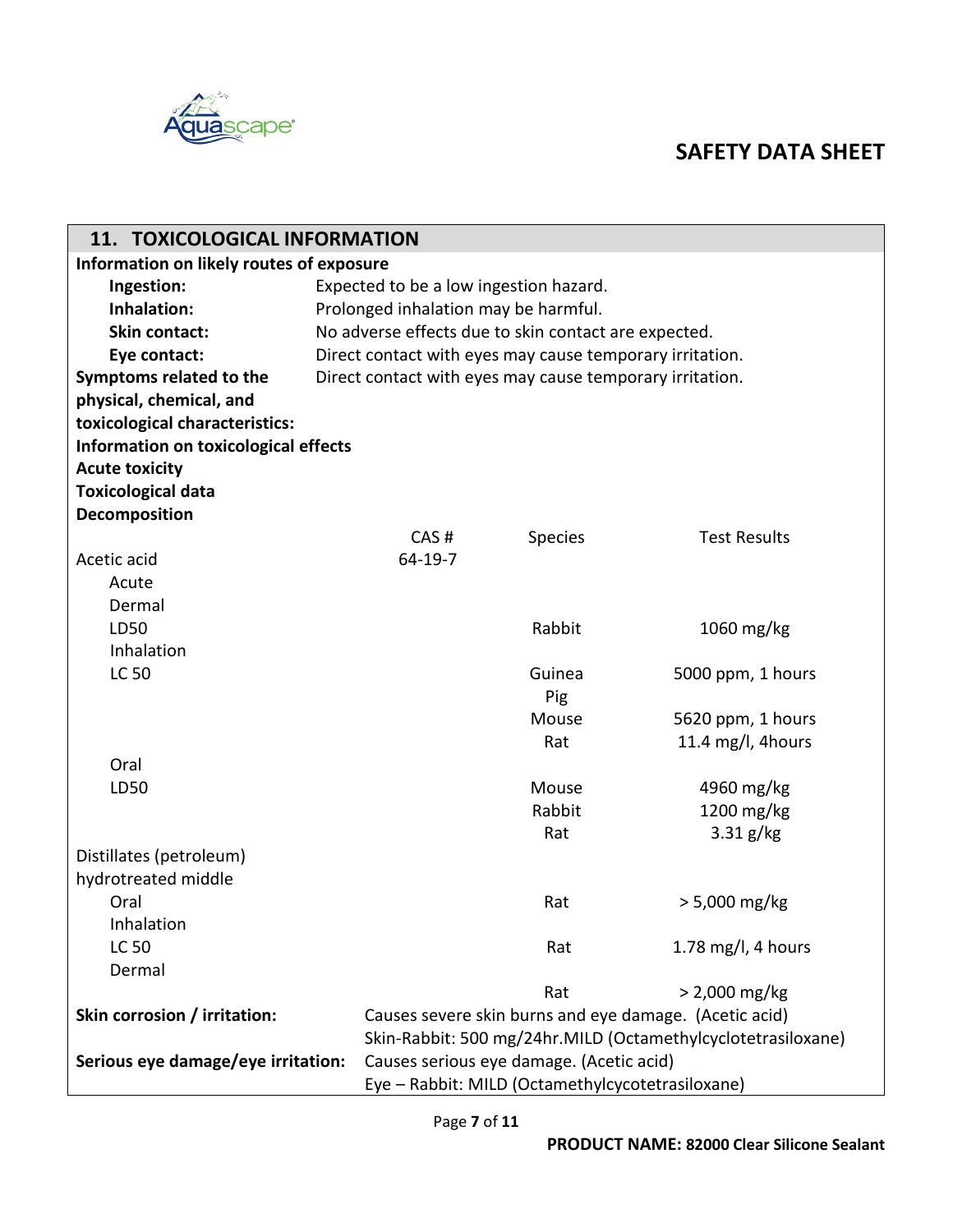## 11. TOXICOLOGICAL INFORMATION

**Information on likely routes of exposure**

| | |
|---|---|
| **Ingestion:** | Expected to be a low ingestion hazard. |
| **Inhalation:** | Prolonged inhalation may be harmful. |
| **Skin contact:** | No adverse effects due to skin contact are expected. |
| **Eye contact:** | Direct contact with eyes may cause temporary irritation. |
| **Symptoms related to the physical, chemical, and toxicological characteristics:** | Direct contact with eyes may cause temporary irritation. |

**Information on toxicological effects**

**Acute toxicity**

**Toxicological data**

**Decomposition**

| | CAS # | Species | Test Results |
|---|---|---|---|
| Acetic acid | 64-19-7 | | |
| Acute | | | |
| Dermal | | | |
| LD50 | | Rabbit | 1060 mg/kg |
| Inhalation | | | |
| LC 50 | | Guinea Pig | 5000 ppm, 1 hours |
| | | Mouse | 5620 ppm, 1 hours |
| | | Rat | 11.4 mg/l, 4hours |
| Oral | | | |
| LD50 | | Mouse | 4960 mg/kg |
| | | Rabbit | 1200 mg/kg |
| | | Rat | 3.31 g/kg |
| Distillates (petroleum) hydrotreated middle | | | |
| Oral | | Rat | > 5,000 mg/kg |
| Inhalation | | | |
| LC 50 | | Rat | 1.78 mg/l, 4 hours |
| Dermal | | | |
| | | Rat | > 2,000 mg/kg |

| | |
|---|---|
| **Skin corrosion / irritation:** | Causes severe skin burns and eye damage. (Acetic acid)<br>Skin-Rabbit: 500 mg/24hr.MILD (Octamethylcyclotetrasiloxane) |
| **Serious eye damage/eye irritation:** | Causes serious eye damage. (Acetic acid)<br>Eye – Rabbit: MILD (Octamethylcycotetrasiloxane) |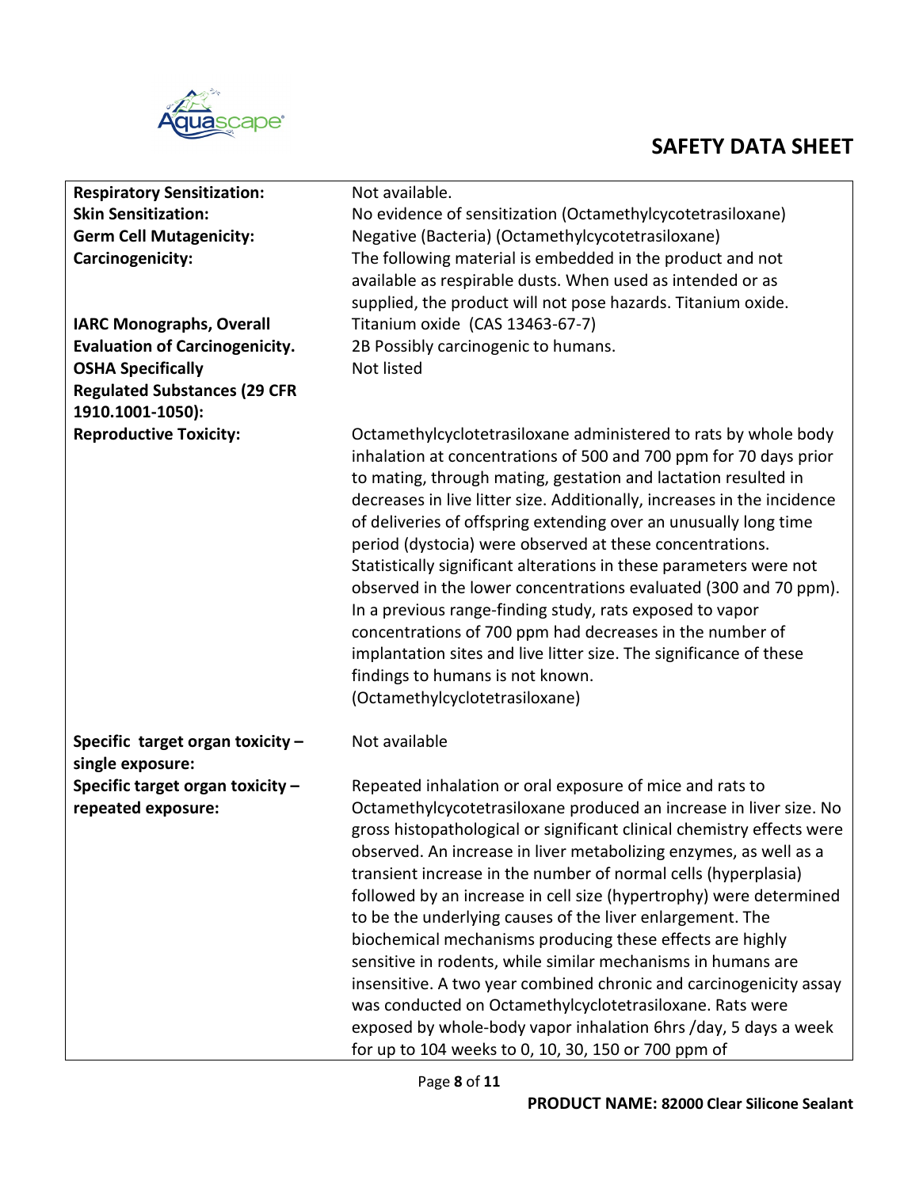| | |
|---|---|
| **Respiratory Sensitization:** | Not available. |
| **Skin Sensitization:** | No evidence of sensitization (Octamethylcycotetrasiloxane) |
| **Germ Cell Mutagenicity:** | Negative (Bacteria) (Octamethylcycotetrasiloxane) |
| **Carcinogenicity:** | The following material is embedded in the product and not available as respirable dusts. When used as intended or as supplied, the product will not pose hazards. Titanium oxide. |
| **IARC Monographs, Overall Evaluation of Carcinogenicity.** | Titanium oxide (CAS 13463-67-7)<br>2B Possibly carcinogenic to humans. |
| **OSHA Specifically Regulated Substances (29 CFR 1910.1001-1050):** | Not listed |
| **Reproductive Toxicity:** | Octamethylcyclotetrasiloxane administered to rats by whole body inhalation at concentrations of 500 and 700 ppm for 70 days prior to mating, through mating, gestation and lactation resulted in decreases in live litter size. Additionally, increases in the incidence of deliveries of offspring extending over an unusually long time period (dystocia) were observed at these concentrations. Statistically significant alterations in these parameters were not observed in the lower concentrations evaluated (300 and 70 ppm). In a previous range-finding study, rats exposed to vapor concentrations of 700 ppm had decreases in the number of implantation sites and live litter size. The significance of these findings to humans is not known. (Octamethylcyclotetrasiloxane) |
| **Specific target organ toxicity – single exposure:** | Not available |
| **Specific target organ toxicity – repeated exposure:** | Repeated inhalation or oral exposure of mice and rats to Octamethylcycotetrasiloxane produced an increase in liver size. No gross histopathological or significant clinical chemistry effects were observed. An increase in liver metabolizing enzymes, as well as a transient increase in the number of normal cells (hyperplasia) followed by an increase in cell size (hypertrophy) were determined to be the underlying causes of the liver enlargement. The biochemical mechanisms producing these effects are highly sensitive in rodents, while similar mechanisms in humans are insensitive. A two year combined chronic and carcinogenicity assay was conducted on Octamethylcyclotetrasiloxane. Rats were exposed by whole-body vapor inhalation 6hrs /day, 5 days a week for up to 104 weeks to 0, 10, 30, 150 or 700 ppm of |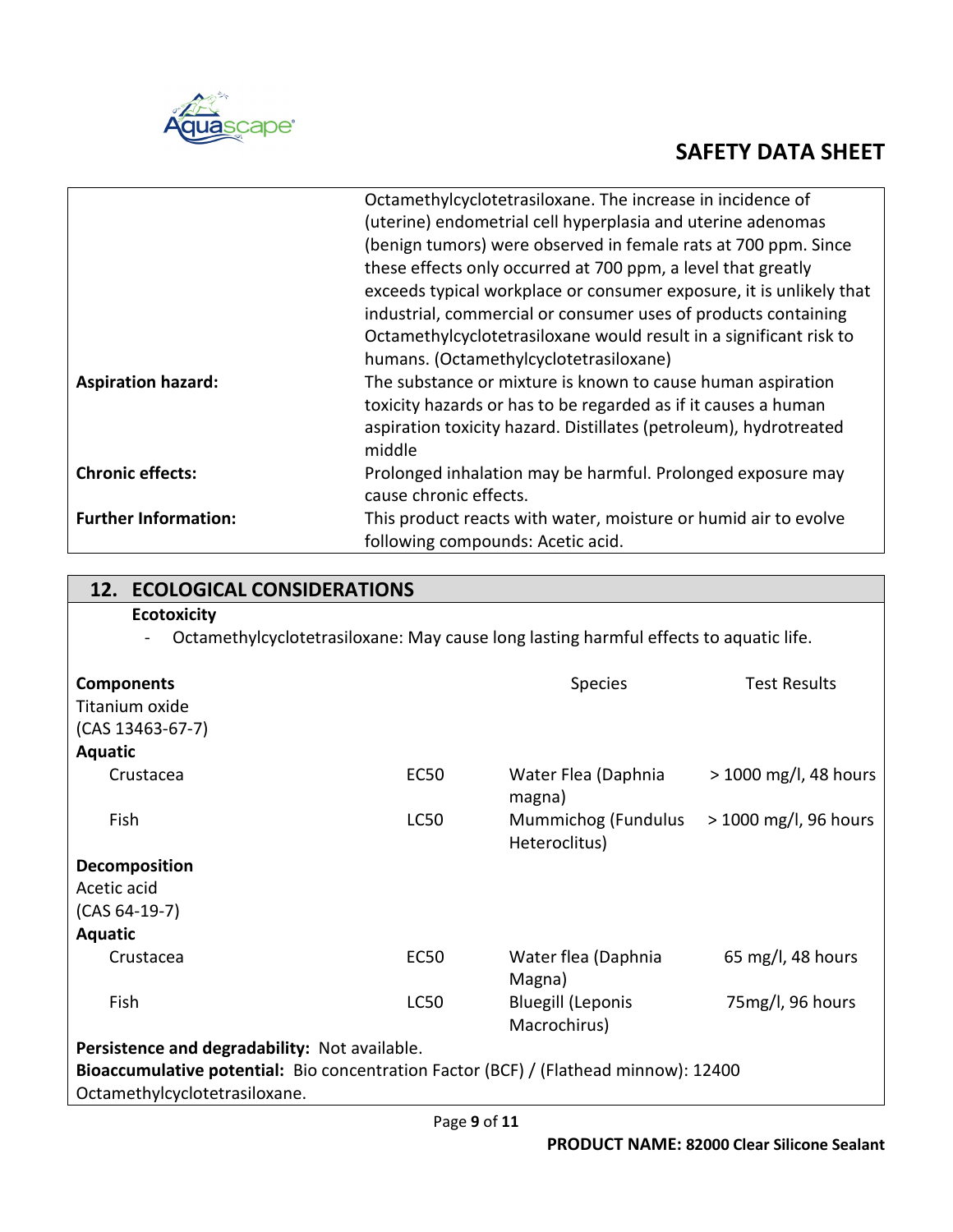| | |
|---|---|
| | Octamethylcyclotetrasiloxane. The increase in incidence of (uterine) endometrial cell hyperplasia and uterine adenomas (benign tumors) were observed in female rats at 700 ppm. Since these effects only occurred at 700 ppm, a level that greatly exceeds typical workplace or consumer exposure, it is unlikely that industrial, commercial or consumer uses of products containing Octamethylcyclotetrasiloxane would result in a significant risk to humans. (Octamethylcyclotetrasiloxane) |
| **Aspiration hazard:** | The substance or mixture is known to cause human aspiration toxicity hazards or has to be regarded as if it causes a human aspiration toxicity hazard. Distillates (petroleum), hydrotreated middle |
| **Chronic effects:** | Prolonged inhalation may be harmful. Prolonged exposure may cause chronic effects. |
| **Further Information:** | This product reacts with water, moisture or humid air to evolve following compounds: Acetic acid. |

## 12. ECOLOGICAL CONSIDERATIONS

**Ecotoxicity**

- Octamethylcyclotetrasiloxane: May cause long lasting harmful effects to aquatic life.

| **Components** | | Species | Test Results |
|---|---|---|---|
| Titanium oxide (CAS 13463-67-7) | | | |
| **Aquatic** | | | |
| Crustacea | EC50 | Water Flea (Daphnia magna) | > 1000 mg/l, 48 hours |
| Fish | LC50 | Mummichog (Fundulus Heteroclitus) | > 1000 mg/l, 96 hours |
| **Decomposition** | | | |
| Acetic acid (CAS 64-19-7) | | | |
| **Aquatic** | | | |
| Crustacea | EC50 | Water flea (Daphnia Magna) | 65 mg/l, 48 hours |
| Fish | LC50 | Bluegill (Leponis Macrochirus) | 75mg/l, 96 hours |

**Persistence and degradability:** Not available.

**Bioaccumulative potential:** Bio concentration Factor (BCF) / (Flathead minnow): 12400 Octamethylcyclotetrasiloxane.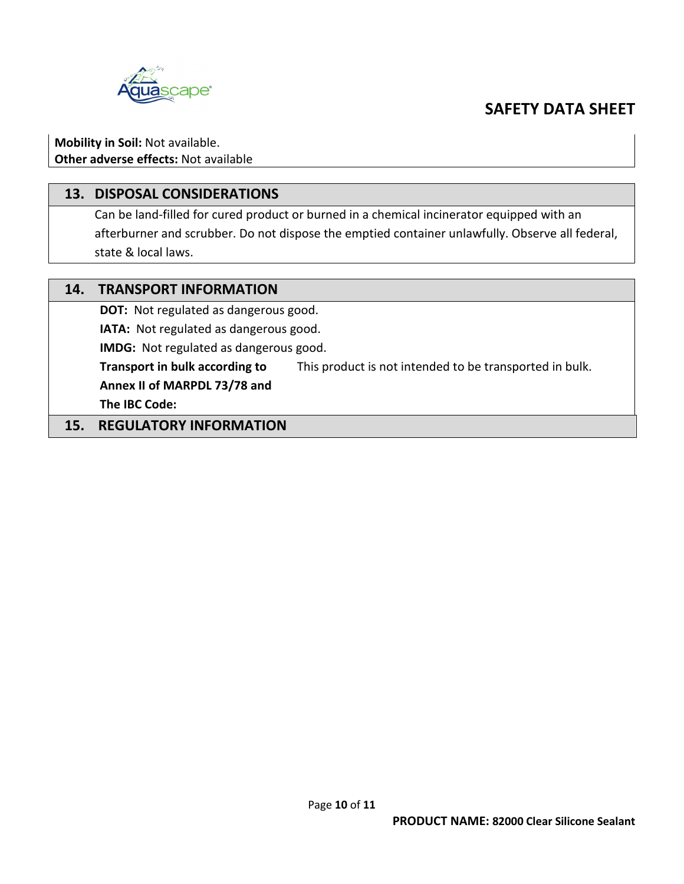**Mobility in Soil:** Not available.
**Other adverse effects:** Not available

## 13. DISPOSAL CONSIDERATIONS

Can be land-filled for cured product or burned in a chemical incinerator equipped with an afterburner and scrubber. Do not dispose the emptied container unlawfully. Observe all federal, state & local laws.

## 14. TRANSPORT INFORMATION

**DOT:** Not regulated as dangerous good.

**IATA:** Not regulated as dangerous good.

**IMDG:** Not regulated as dangerous good.

**Transport in bulk according to Annex II of MARPDL 73/78 and The IBC Code:** This product is not intended to be transported in bulk.

## 15. REGULATORY INFORMATION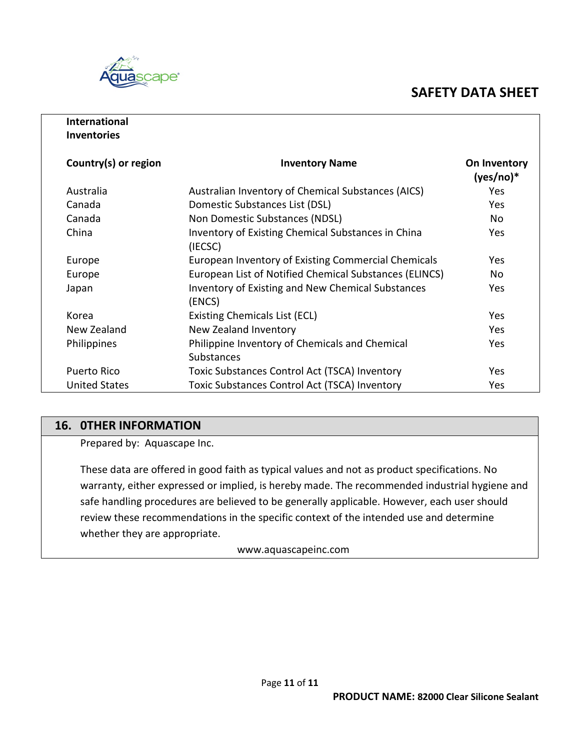**International Inventories**

| Country(s) or region | Inventory Name | On Inventory (yes/no)* |
|---|---|---|
| Australia | Australian Inventory of Chemical Substances (AICS) | Yes |
| Canada | Domestic Substances List (DSL) | Yes |
| Canada | Non Domestic Substances (NDSL) | No |
| China | Inventory of Existing Chemical Substances in China (IECSC) | Yes |
| Europe | European Inventory of Existing Commercial Chemicals | Yes |
| Europe | European List of Notified Chemical Substances (ELINCS) | No |
| Japan | Inventory of Existing and New Chemical Substances (ENCS) | Yes |
| Korea | Existing Chemicals List (ECL) | Yes |
| New Zealand | New Zealand Inventory | Yes |
| Philippines | Philippine Inventory of Chemicals and Chemical Substances | Yes |
| Puerto Rico | Toxic Substances Control Act (TSCA) Inventory | Yes |
| United States | Toxic Substances Control Act (TSCA) Inventory | Yes |

## 16. 0THER INFORMATION

Prepared by: Aquascape Inc.

These data are offered in good faith as typical values and not as product specifications. No warranty, either expressed or implied, is hereby made. The recommended industrial hygiene and safe handling procedures are believed to be generally applicable. However, each user should review these recommendations in the specific context of the intended use and determine whether they are appropriate.

www.aquascapeinc.com